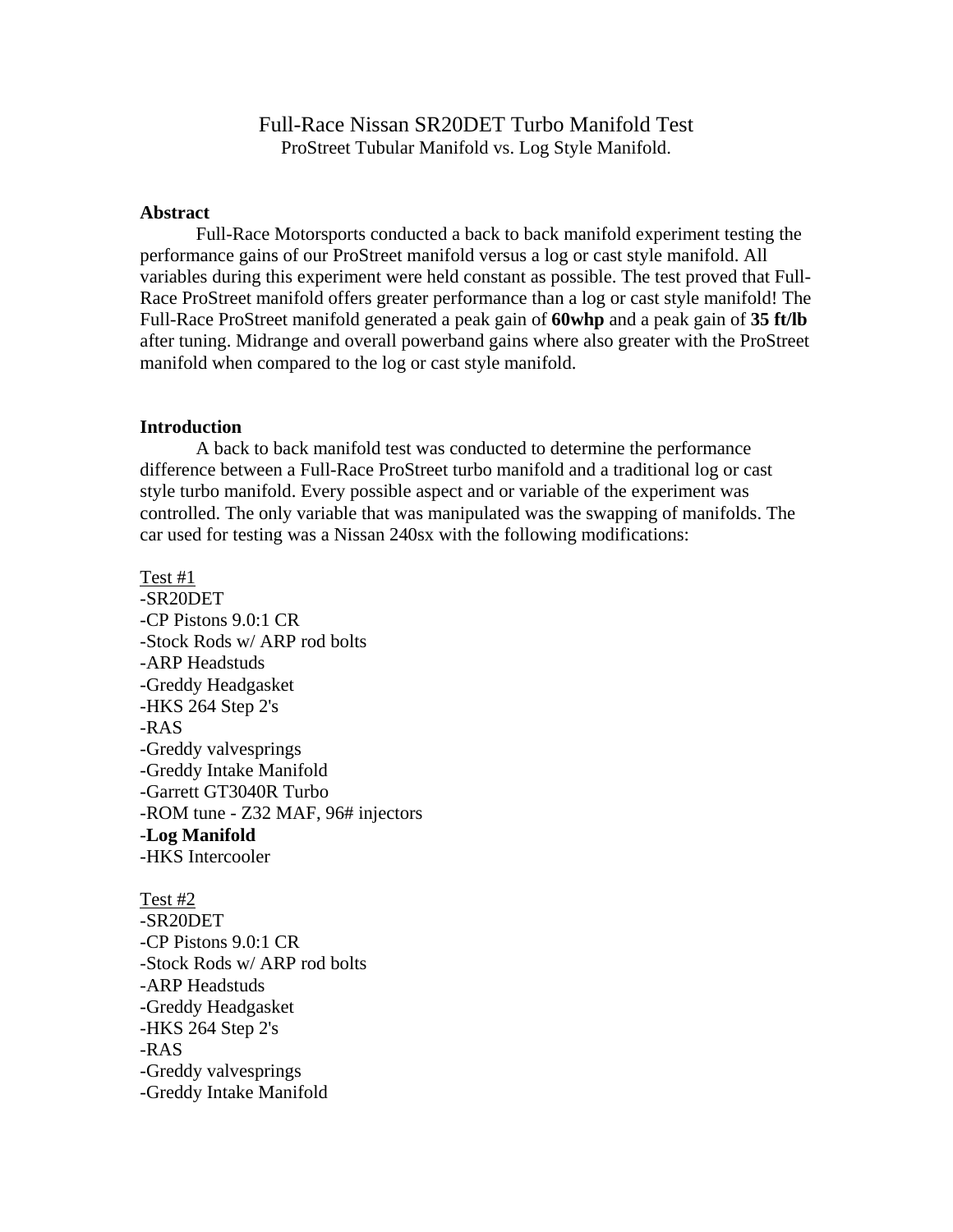# Full-Race Nissan SR20DET Turbo Manifold Test

ProStreet Tubular Manifold vs. Log Style Manifold.

## Abstract

Full-Race Motorsports conducted a back to back manifold experiment testing the performance gains of our ProStreet manifold versus a log or cast style manifold. All variables during this experiment were held constant as possible. The test proved that Full-Race ProStreet manifold offers greater performance than a log or cast style manifold! The Full-Race ProStreet manifold generated a peak gain of **60whp** and a peak gain of **35 ft/lb** after tuning. Midrange and overall powerband gains where also greater with the ProStreet manifold when compared to the log or cast style manifold.

## Introduction

A back to back manifold test was conducted to determine the performance difference between a Full-Race ProStreet turbo manifold and a traditional log or cast style turbo manifold. Every possible aspect and or variable of the experiment was controlled. The only variable that was manipulated was the swapping of manifolds. The car used for testing was a Nissan 240sx with the following modifications:

<u>Test #1</u>

-SR20DET
-CP Pistons 9.0:1 CR
-Stock Rods w/ ARP rod bolts
-ARP Headstuds
-Greddy Headgasket
-HKS 264 Step 2's
-RAS
-Greddy valvesprings
-Greddy Intake Manifold
-Garrett GT3040R Turbo
-ROM tune - Z32 MAF, 96# injectors
-**Log Manifold**
-HKS Intercooler

<u>Test #2</u>

-SR20DET
-CP Pistons 9.0:1 CR
-Stock Rods w/ ARP rod bolts
-ARP Headstuds
-Greddy Headgasket
-HKS 264 Step 2's
-RAS
-Greddy valvesprings
-Greddy Intake Manifold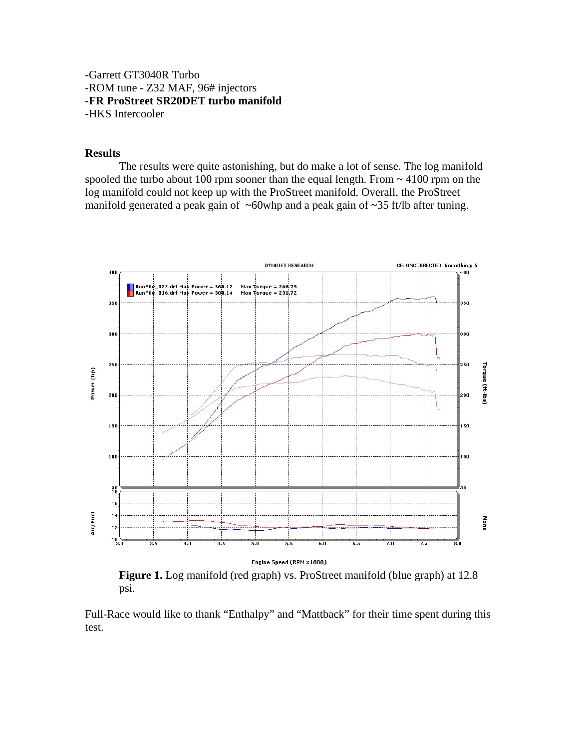-Garrett GT3040R Turbo
-ROM tune - Z32 MAF, 96# injectors
-**FR ProStreet SR20DET turbo manifold**
-HKS Intercooler

**Results**

The results were quite astonishing, but do make a lot of sense. The log manifold spooled the turbo about 100 rpm sooner than the equal length. From ~ 4100 rpm on the log manifold could not keep up with the ProStreet manifold. Overall, the ProStreet manifold generated a peak gain of ~60whp and a peak gain of ~35 ft/lb after tuning.

DYNOJET RESEARCH

CF: UNCORRECTED Smoothing: 5

RunFile_022.drf Max Power = 360.12 Max Torque = 266.79

RunFile_016.drf Max Power = 300.14 Max Torque = 231.72

Power (hp)

Torque (ft-lbs)

Air/Fuel

None

Engine Speed (RPM x1000)

**Figure 1.** Log manifold (red graph) vs. ProStreet manifold (blue graph) at 12.8 psi.

Full-Race would like to thank "Enthalpy" and "Mattback" for their time spent during this test.